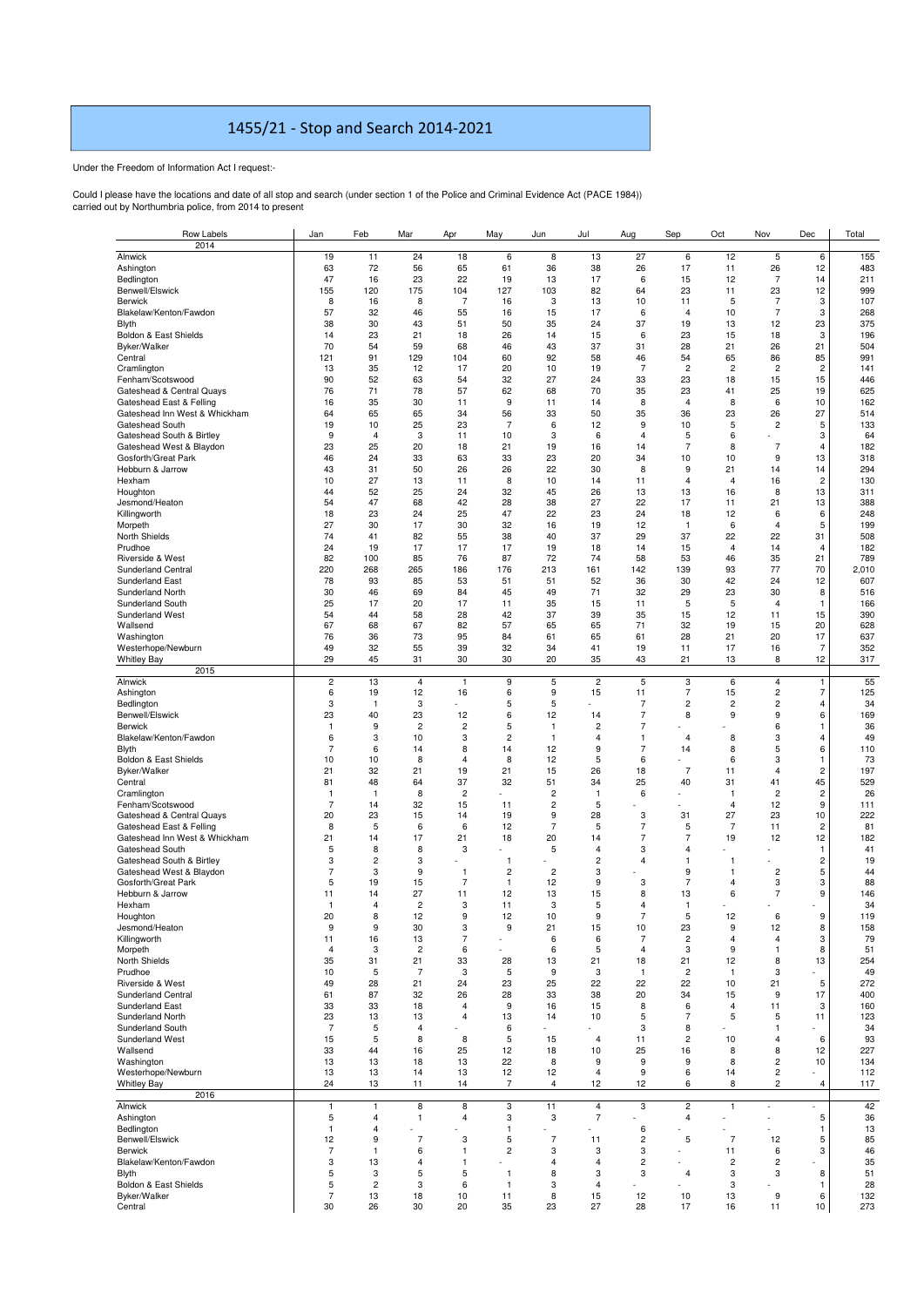# 1455/21 - Stop and Search 2014-2021

Under the Freedom of Information Act I request:-

Could I please have the locations and date of all stop and search (under section 1 of the Police and Criminal Evidence Act (PACE 1984)) carried out by Northumbria police, from 2014 to present

| Row Labels | Jan | Feb | Mar | Apr | May | Jun | Jul | Aug | Sep | Oct | Nov | Dec | Total |
|---|---|---|---|---|---|---|---|---|---|---|---|---|---|
| **2014** | | | | | | | | | | | | | |
| Alnwick | 19 | 11 | 24 | 18 | 6 | 8 | 13 | 27 | 6 | 12 | 5 | 6 | 155 |
| Ashington | 63 | 72 | 56 | 65 | 61 | 36 | 38 | 26 | 17 | 11 | 26 | 12 | 483 |
| Bedlington | 47 | 16 | 23 | 22 | 19 | 13 | 17 | 6 | 15 | 12 | 7 | 14 | 211 |
| Benwell/Elswick | 155 | 120 | 175 | 104 | 127 | 103 | 82 | 64 | 23 | 11 | 23 | 12 | 999 |
| Berwick | 8 | 16 | 8 | 7 | 16 | 3 | 13 | 10 | 11 | 5 | 7 | 3 | 107 |
| Blakelaw/Kenton/Fawdon | 57 | 32 | 46 | 55 | 16 | 15 | 17 | 6 | 4 | 10 | 7 | 3 | 268 |
| Blyth | 38 | 30 | 43 | 51 | 50 | 35 | 24 | 37 | 19 | 13 | 12 | 23 | 375 |
| Boldon & East Shields | 14 | 23 | 21 | 18 | 26 | 14 | 15 | 6 | 23 | 15 | 18 | 3 | 196 |
| Byker/Walker | 70 | 54 | 59 | 68 | 46 | 43 | 37 | 31 | 28 | 21 | 26 | 21 | 504 |
| Central | 121 | 91 | 129 | 104 | 60 | 92 | 58 | 46 | 54 | 65 | 86 | 85 | 991 |
| Cramlington | 13 | 35 | 12 | 17 | 20 | 10 | 19 | 7 | 2 | 2 | 2 | 2 | 141 |
| Fenham/Scotswood | 90 | 52 | 63 | 54 | 32 | 27 | 24 | 33 | 23 | 18 | 15 | 15 | 446 |
| Gateshead & Central Quays | 76 | 71 | 78 | 57 | 62 | 68 | 70 | 35 | 23 | 41 | 25 | 19 | 625 |
| Gateshead East & Felling | 16 | 35 | 30 | 11 | 9 | 11 | 14 | 8 | 4 | 8 | 6 | 10 | 162 |
| Gateshead Inn West & Whickham | 64 | 65 | 65 | 34 | 56 | 33 | 50 | 35 | 36 | 23 | 26 | 27 | 514 |
| Gateshead South | 19 | 10 | 25 | 23 | 7 | 6 | 12 | 9 | 10 | 5 | 2 | 5 | 133 |
| Gateshead South & Birtley | 9 | 4 | 3 | 11 | 10 | 3 | 6 | 4 | 5 | 6 | - | 3 | 64 |
| Gateshead West & Blaydon | 23 | 25 | 20 | 18 | 21 | 19 | 16 | 14 | 7 | 8 | 7 | 4 | 182 |
| Gosforth/Great Park | 46 | 24 | 33 | 63 | 33 | 23 | 20 | 34 | 10 | 10 | 9 | 13 | 318 |
| Hebburn & Jarrow | 43 | 31 | 50 | 26 | 26 | 22 | 30 | 8 | 9 | 21 | 14 | 14 | 294 |
| Hexham | 10 | 27 | 13 | 11 | 8 | 10 | 14 | 11 | 4 | 4 | 16 | 2 | 130 |
| Houghton | 44 | 52 | 25 | 24 | 32 | 45 | 26 | 13 | 13 | 16 | 8 | 13 | 311 |
| Jesmond/Heaton | 54 | 47 | 68 | 42 | 28 | 38 | 27 | 22 | 17 | 11 | 21 | 13 | 388 |
| Killingworth | 18 | 23 | 24 | 25 | 47 | 22 | 23 | 24 | 18 | 12 | 6 | 6 | 248 |
| Morpeth | 27 | 30 | 17 | 30 | 32 | 16 | 19 | 12 | 1 | 6 | 4 | 5 | 199 |
| North Shields | 74 | 41 | 82 | 55 | 38 | 40 | 37 | 29 | 37 | 22 | 22 | 31 | 508 |
| Prudhoe | 24 | 19 | 17 | 17 | 17 | 19 | 18 | 14 | 15 | 4 | 14 | 4 | 182 |
| Riverside & West | 82 | 100 | 85 | 76 | 87 | 72 | 74 | 58 | 53 | 46 | 35 | 21 | 789 |
| Sunderland Central | 220 | 268 | 265 | 186 | 176 | 213 | 161 | 142 | 139 | 93 | 77 | 70 | 2,010 |
| Sunderland East | 78 | 93 | 85 | 53 | 51 | 51 | 52 | 36 | 30 | 42 | 24 | 12 | 607 |
| Sunderland North | 30 | 46 | 69 | 84 | 45 | 49 | 71 | 32 | 29 | 23 | 30 | 8 | 516 |
| Sunderland South | 25 | 17 | 20 | 17 | 11 | 35 | 15 | 11 | 5 | 5 | 4 | 1 | 166 |
| Sunderland West | 54 | 44 | 58 | 28 | 42 | 37 | 39 | 35 | 15 | 12 | 11 | 15 | 390 |
| Wallsend | 67 | 68 | 67 | 82 | 57 | 65 | 65 | 71 | 32 | 19 | 15 | 20 | 628 |
| Washington | 76 | 36 | 73 | 95 | 84 | 61 | 65 | 61 | 28 | 21 | 20 | 17 | 637 |
| Westerhope/Newburn | 49 | 32 | 55 | 39 | 32 | 34 | 41 | 19 | 11 | 17 | 16 | 7 | 352 |
| Whitley Bay | 29 | 45 | 31 | 30 | 30 | 20 | 35 | 43 | 21 | 13 | 8 | 12 | 317 |
| **2015** | | | | | | | | | | | | | |
| Alnwick | 2 | 13 | 4 | 1 | 9 | 5 | 2 | 5 | 3 | 6 | 4 | 1 | 55 |
| Ashington | 6 | 19 | 12 | 16 | 6 | 9 | 15 | 11 | 7 | 15 | 2 | 7 | 125 |
| Bedlington | 3 | 1 | 3 | - | 5 | 5 | - | 7 | 2 | 2 | 2 | 4 | 34 |
| Benwell/Elswick | 23 | 40 | 23 | 12 | 6 | 12 | 14 | 7 | 8 | 9 | 9 | 6 | 169 |
| Berwick | 1 | 9 | 2 | 2 | 5 | 1 | 2 | 7 | - | - | 6 | 1 | 36 |
| Blakelaw/Kenton/Fawdon | 6 | 3 | 10 | 3 | 2 | 1 | 4 | 1 | 4 | 8 | 3 | 4 | 49 |
| Blyth | 7 | 6 | 14 | 8 | 14 | 12 | 9 | 7 | 14 | 8 | 5 | 6 | 110 |
| Boldon & East Shields | 10 | 10 | 8 | 4 | 8 | 12 | 5 | 6 | - | 6 | 3 | 1 | 73 |
| Byker/Walker | 21 | 32 | 21 | 19 | 21 | 15 | 26 | 18 | 7 | 11 | 4 | 2 | 197 |
| Central | 81 | 48 | 64 | 37 | 32 | 51 | 34 | 25 | 40 | 31 | 41 | 45 | 529 |
| Cramlington | 1 | 1 | 8 | 2 | - | 2 | 1 | 6 | - | 1 | 2 | 2 | 26 |
| Fenham/Scotswood | 7 | 14 | 32 | 15 | 11 | 2 | 5 | - | - | 4 | 12 | 9 | 111 |
| Gateshead & Central Quays | 20 | 23 | 15 | 14 | 19 | 9 | 28 | 3 | 31 | 27 | 23 | 10 | 222 |
| Gateshead East & Felling | 8 | 5 | 6 | 6 | 12 | 7 | 5 | 7 | 5 | 7 | 11 | 2 | 81 |
| Gateshead Inn West & Whickham | 21 | 14 | 17 | 21 | 18 | 20 | 14 | 7 | 7 | 19 | 12 | 12 | 182 |
| Gateshead South | 5 | 8 | 8 | 3 | - | 5 | 4 | 3 | 4 | - | - | 1 | 41 |
| Gateshead South & Birtley | 3 | 2 | 3 | - | 1 | - | 2 | 4 | 1 | 1 | - | 2 | 19 |
| Gateshead West & Blaydon | 7 | 3 | 9 | 1 | 2 | 2 | 3 | - | 9 | 1 | 2 | 5 | 44 |
| Gosforth/Great Park | 5 | 19 | 15 | 7 | 1 | 12 | 9 | 3 | 7 | 4 | 3 | 3 | 88 |
| Hebburn & Jarrow | 11 | 14 | 27 | 11 | 12 | 13 | 15 | 8 | 13 | 6 | 7 | 9 | 146 |
| Hexham | 1 | 4 | 2 | 3 | 11 | 3 | 5 | 4 | 1 | - | - | - | 34 |
| Houghton | 20 | 8 | 12 | 9 | 12 | 10 | 9 | 7 | 5 | 12 | 6 | 9 | 119 |
| Jesmond/Heaton | 9 | 9 | 30 | 3 | 9 | 21 | 15 | 10 | 23 | 9 | 12 | 8 | 158 |
| Killingworth | 11 | 16 | 13 | 7 | - | 6 | 6 | 7 | 2 | 4 | 4 | 3 | 79 |
| Morpeth | 4 | 3 | 2 | 6 | - | 6 | 5 | 4 | 3 | 9 | 1 | 8 | 51 |
| North Shields | 35 | 31 | 21 | 33 | 28 | 13 | 21 | 18 | 21 | 12 | 8 | 13 | 254 |
| Prudhoe | 10 | 5 | 7 | 3 | 5 | 9 | 3 | 1 | 2 | 1 | 3 | - | 49 |
| Riverside & West | 49 | 28 | 21 | 24 | 23 | 25 | 22 | 22 | 22 | 10 | 21 | 5 | 272 |
| Sunderland Central | 61 | 87 | 32 | 26 | 28 | 33 | 38 | 20 | 34 | 15 | 9 | 17 | 400 |
| Sunderland East | 33 | 33 | 18 | 4 | 9 | 16 | 15 | 8 | 6 | 4 | 11 | 3 | 160 |
| Sunderland North | 23 | 13 | 13 | 4 | 13 | 14 | 10 | 5 | 7 | 5 | 5 | 11 | 123 |
| Sunderland South | 7 | 5 | 4 | - | 6 | - | - | 3 | 8 | - | 1 | - | 34 |
| Sunderland West | 15 | 5 | 8 | 8 | 5 | 15 | 4 | 11 | 2 | 10 | 4 | 6 | 93 |
| Wallsend | 33 | 44 | 16 | 25 | 12 | 18 | 10 | 25 | 16 | 8 | 8 | 12 | 227 |
| Washington | 13 | 13 | 18 | 13 | 22 | 8 | 9 | 9 | 9 | 8 | 2 | 10 | 134 |
| Westerhope/Newburn | 13 | 13 | 14 | 13 | 12 | 12 | 4 | 9 | 6 | 14 | 2 | - | 112 |
| Whitley Bay | 24 | 13 | 11 | 14 | 7 | 4 | 12 | 12 | 6 | 8 | 2 | 4 | 117 |
| **2016** | | | | | | | | | | | | | |
| Alnwick | 1 | 1 | 8 | 8 | 3 | 11 | 4 | 3 | 2 | 1 | - | - | 42 |
| Ashington | 5 | 4 | 1 | 4 | 3 | 3 | 7 | - | 4 | - | - | 5 | 36 |
| Bedlington | 1 | 4 | - | - | 1 | - | - | 6 | - | - | - | 1 | 13 |
| Benwell/Elswick | 12 | 9 | 7 | 3 | 5 | 7 | 11 | 2 | 5 | 7 | 12 | 5 | 85 |
| Berwick | 7 | 1 | 6 | 1 | 2 | 3 | 3 | 3 | - | 11 | 6 | 3 | 46 |
| Blakelaw/Kenton/Fawdon | 3 | 13 | 4 | 1 | - | 4 | 4 | 2 | - | 2 | 2 | - | 35 |
| Blyth | 5 | 3 | 5 | 5 | 1 | 8 | 3 | 3 | 4 | 3 | 3 | 8 | 51 |
| Boldon & East Shields | 5 | 2 | 3 | 6 | 1 | 3 | 4 | - | - | 3 | - | 1 | 28 |
| Byker/Walker | 7 | 13 | 18 | 10 | 11 | 8 | 15 | 12 | 10 | 13 | 9 | 6 | 132 |
| Central | 30 | 26 | 30 | 20 | 35 | 23 | 27 | 28 | 17 | 16 | 11 | 10 | 273 |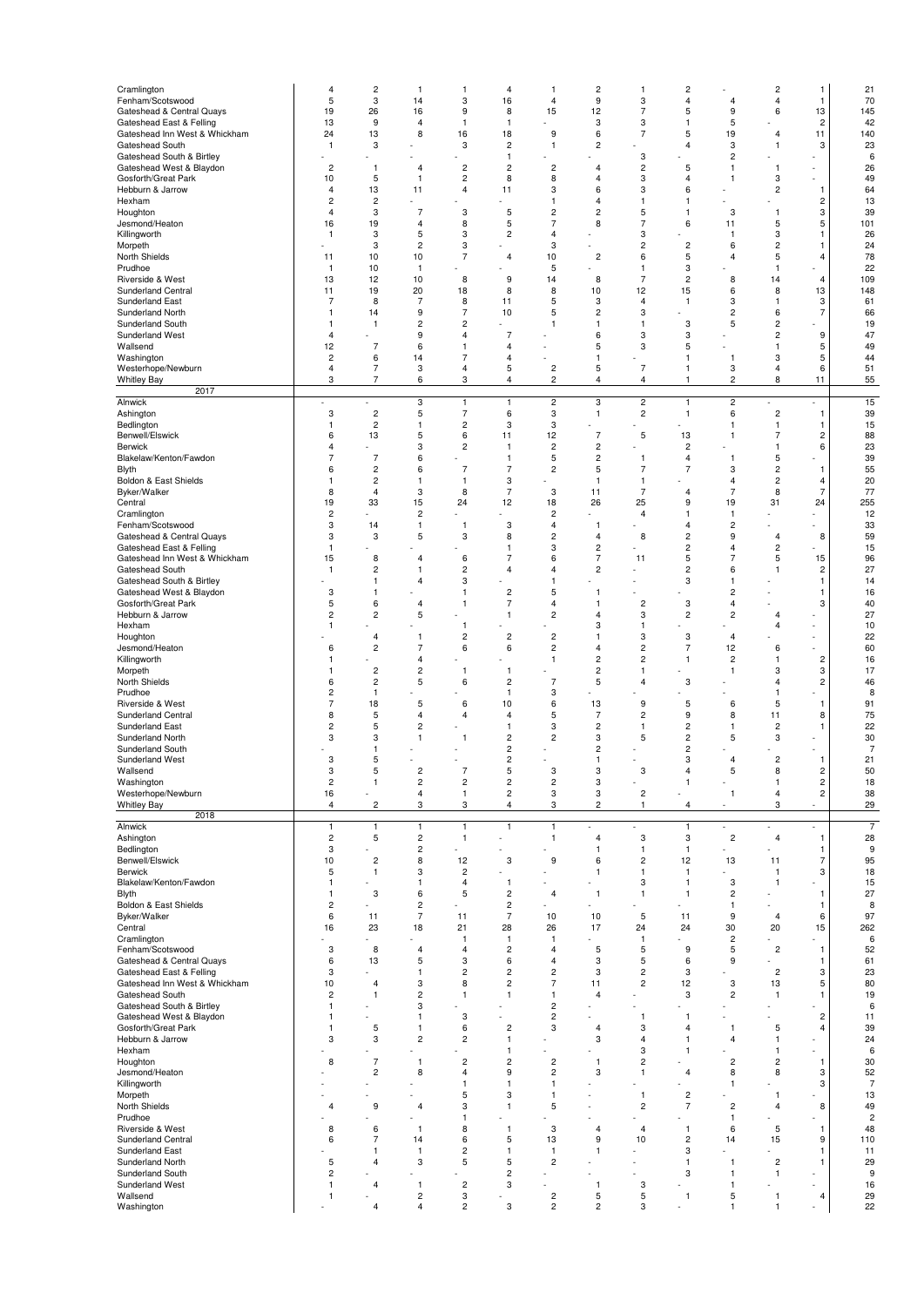| | | | | | | | | | | | | | |
|---|---|---|---|---|---|---|---|---|---|---|---|---|---|
| Cramlington | 4 | 2 | 1 | 1 | 4 | 1 | 2 | 1 | 2 | - | 2 | 1 | 21 |
| Fenham/Scotswood | 5 | 3 | 14 | 3 | 16 | 4 | 9 | 3 | 4 | 4 | 4 | 1 | 70 |
| Gateshead & Central Quays | 19 | 26 | 16 | 9 | 8 | 15 | 12 | 7 | 5 | 9 | 6 | 13 | 145 |
| Gateshead East & Felling | 13 | 9 | 4 | 1 | 1 | | 3 | 3 | 1 | 5 | - | 2 | 42 |
| Gateshead Inn West & Whickham | 24 | 13 | 8 | 16 | 18 | 9 | 6 | 7 | 5 | 19 | 4 | 11 | 140 |
| Gateshead South | 1 | 3 | - | 3 | 2 | 1 | 2 | - | 4 | 3 | 1 | 3 | 23 |
| Gateshead South & Birtley | - | - | - | - | 1 | | | 3 | - | 2 | - | - | 6 |
| Gateshead West & Blaydon | 2 | 1 | 4 | 2 | 2 | 2 | 4 | 2 | 5 | 1 | 1 | - | 26 |
| Gosforth/Great Park | 10 | 5 | 1 | 2 | 8 | 8 | 4 | 3 | 4 | 1 | 3 | - | 49 |
| Hebburn & Jarrow | 4 | 13 | 11 | 4 | 11 | 3 | 6 | 3 | 6 | - | 2 | 1 | 64 |
| Hexham | 2 | 2 | - | - | - | 1 | 4 | 1 | 1 | - | - | 2 | 13 |
| Houghton | 4 | 3 | 7 | 3 | 5 | 2 | 2 | 5 | 1 | 3 | 1 | 3 | 39 |
| Jesmond/Heaton | 16 | 19 | 4 | 8 | 5 | 7 | 8 | 7 | 6 | 11 | 5 | 5 | 101 |
| Killingworth | 1 | 3 | 5 | 3 | 2 | 4 | - | 3 | - | 1 | 3 | 1 | 26 |
| Morpeth | - | 3 | 2 | 3 | - | 3 | - | 2 | 2 | 6 | 2 | 1 | 24 |
| North Shields | 11 | 10 | 10 | 7 | 4 | 10 | 2 | 6 | 5 | 4 | 5 | 4 | 78 |
| Prudhoe | 1 | 10 | 1 | - | - | 5 | - | 1 | 3 | - | 1 | - | 22 |
| Riverside & West | 13 | 12 | 10 | 8 | 9 | 14 | 8 | 7 | 2 | 8 | 14 | 4 | 109 |
| Sunderland Central | 11 | 19 | 20 | 18 | 8 | 8 | 10 | 12 | 15 | 6 | 8 | 13 | 148 |
| Sunderland East | 7 | 8 | 7 | 8 | 11 | 5 | 3 | 4 | 1 | 3 | 1 | 3 | 61 |
| Sunderland North | 1 | 14 | 9 | 7 | 10 | 5 | 2 | 3 | - | 2 | 6 | 7 | 66 |
| Sunderland South | 1 | 1 | 2 | 2 | - | 1 | 1 | 1 | 3 | 5 | 2 | - | 19 |
| Sunderland West | 4 | - | 9 | 4 | 7 | - | 6 | 3 | 3 | - | 2 | 9 | 47 |
| Wallsend | 12 | 7 | 6 | 1 | 4 | - | 5 | 3 | 5 | - | 1 | 5 | 49 |
| Washington | 2 | 6 | 14 | 7 | 4 | - | 1 | - | 1 | 1 | 3 | 5 | 44 |
| Westerhope/Newburn | 4 | 7 | 3 | 4 | 5 | 2 | 5 | 7 | 1 | 3 | 4 | 6 | 51 |
| Whitley Bay | 3 | 7 | 6 | 3 | 4 | 2 | 4 | 4 | 1 | 2 | 8 | 11 | 55 |
| 2017 | | | | | | | | | | | | | |
| Alnwick | - | - | 3 | 1 | 1 | 2 | 3 | 2 | 1 | 2 | - | - | 15 |
| Ashington | 3 | 2 | 5 | 7 | 6 | 3 | 1 | 2 | 1 | 6 | 2 | 1 | 39 |
| Bedlington | 1 | 2 | 1 | 2 | 3 | 3 | - | - | - | 1 | 1 | 1 | 15 |
| Benwell/Elswick | 6 | 13 | 5 | 6 | 11 | 12 | 7 | 5 | 13 | 1 | 7 | 2 | 88 |
| Berwick | 4 | - | 3 | 2 | 1 | 2 | 2 | - | 2 | - | 1 | 6 | 23 |
| Blakelaw/Kenton/Fawdon | 7 | 7 | 6 | - | 1 | 5 | 2 | 1 | 4 | 1 | 5 | - | 39 |
| Blyth | 6 | 2 | 6 | 7 | 7 | 2 | 5 | 7 | 7 | 3 | 2 | 1 | 55 |
| Boldon & East Shields | 1 | 2 | 1 | 1 | 3 | - | 1 | 1 | - | 4 | 2 | 4 | 20 |
| Byker/Walker | 8 | 4 | 3 | 8 | 7 | 3 | 11 | 7 | 4 | 7 | 8 | 7 | 77 |
| Central | 19 | 33 | 15 | 24 | 12 | 18 | 26 | 25 | 9 | 19 | 31 | 24 | 255 |
| Cramlington | 2 | - | 2 | - | - | 2 | - | 4 | 1 | 1 | - | - | 12 |
| Fenham/Scotswood | 3 | 14 | 1 | 1 | 3 | 4 | 1 | - | 4 | 2 | - | - | 33 |
| Gateshead & Central Quays | 3 | 3 | 5 | 3 | 8 | 2 | 4 | 8 | 2 | 9 | 4 | 8 | 59 |
| Gateshead East & Felling | 1 | - | - | - | 1 | 3 | 2 | - | 2 | 4 | 2 | - | 15 |
| Gateshead Inn West & Whickham | 15 | 8 | 4 | 6 | 7 | 6 | 7 | 11 | 5 | 7 | 5 | 15 | 96 |
| Gateshead South | 1 | 2 | 1 | 2 | 4 | 4 | 2 | - | 2 | 6 | 1 | 2 | 27 |
| Gateshead South & Birtley | - | 1 | 4 | 3 | - | 1 | - | - | 3 | 1 | - | 1 | 14 |
| Gateshead West & Blaydon | 3 | 1 | - | 1 | 2 | 5 | 1 | - | - | 2 | - | 1 | 16 |
| Gosforth/Great Park | 5 | 6 | 4 | 1 | 7 | 4 | 1 | 2 | 3 | 4 | - | 3 | 40 |
| Hebburn & Jarrow | 2 | 2 | 5 | - | 1 | 2 | 4 | 3 | 2 | 2 | 4 | - | 27 |
| Hexham | 1 | - | - | 1 | - | - | 3 | 1 | - | - | 4 | - | 10 |
| Houghton | - | 4 | 1 | 2 | 2 | 2 | 1 | 3 | 3 | 4 | - | - | 22 |
| Jesmond/Heaton | 6 | 2 | 7 | 6 | 6 | 2 | 4 | 2 | 7 | 12 | 6 | - | 60 |
| Killingworth | 1 | - | 4 | - | - | 1 | 2 | 2 | 1 | 2 | 1 | 2 | 16 |
| Morpeth | 1 | 2 | 2 | 1 | 1 | - | 2 | 1 | - | 1 | 3 | 3 | 17 |
| North Shields | 6 | 2 | 5 | 6 | 2 | 7 | 5 | 4 | 3 | - | 4 | 2 | 46 |
| Prudhoe | 2 | 1 | - | - | 1 | 3 | - | - | - | - | 1 | - | 8 |
| Riverside & West | 7 | 18 | 5 | 6 | 10 | 6 | 13 | 9 | 5 | 6 | 5 | 1 | 91 |
| Sunderland Central | 8 | 5 | 4 | 4 | 4 | 5 | 7 | 2 | 9 | 8 | 11 | 8 | 75 |
| Sunderland East | 2 | 5 | 2 | - | 1 | 3 | 2 | 1 | 2 | 1 | 2 | 1 | 22 |
| Sunderland North | 3 | 3 | 1 | 1 | 2 | 2 | 3 | 5 | 2 | 5 | 3 | - | 30 |
| Sunderland South | - | 1 | - | - | 2 | - | 2 | - | 2 | - | - | - | 7 |
| Sunderland West | 3 | 5 | - | - | 2 | - | 1 | - | 3 | 4 | 2 | 1 | 21 |
| Wallsend | 3 | 5 | 2 | 7 | 5 | 3 | 3 | 3 | 4 | 5 | 8 | 2 | 50 |
| Washington | 2 | 1 | 2 | 2 | 2 | 2 | 3 | - | 1 | - | 1 | 2 | 18 |
| Westerhope/Newburn | 16 | - | 4 | 1 | 2 | 3 | 3 | 2 | - | 1 | 4 | 2 | 38 |
| Whitley Bay | 4 | 2 | 3 | 3 | 4 | 3 | 2 | 1 | 4 | - | 3 | - | 29 |
| 2018 | | | | | | | | | | | | | |
| Alnwick | 1 | 1 | 1 | 1 | 1 | 1 | - | - | 1 | - | - | - | 7 |
| Ashington | 2 | 5 | 2 | 1 | - | 1 | 4 | 3 | 3 | 2 | 4 | 1 | 28 |
| Bedlington | 3 | - | 2 | - | - | - | 1 | 1 | 1 | - | - | 1 | 9 |
| Benwell/Elswick | 10 | 2 | 8 | 12 | 3 | 9 | 6 | 2 | 12 | 13 | 11 | 7 | 95 |
| Berwick | 5 | 1 | 3 | 2 | - | - | 1 | 1 | 1 | - | 1 | 3 | 18 |
| Blakelaw/Kenton/Fawdon | 1 | - | 1 | 4 | 1 | - | - | 3 | 1 | 3 | 1 | - | 15 |
| Blyth | 1 | 3 | 6 | 5 | 2 | 4 | 1 | 1 | 1 | 2 | - | 1 | 27 |
| Boldon & East Shields | 2 | - | 2 | - | 2 | - | - | - | - | 1 | - | 1 | 8 |
| Byker/Walker | 6 | 11 | 7 | 11 | 7 | 10 | 10 | 5 | 11 | 9 | 4 | 6 | 97 |
| Central | 16 | 23 | 18 | 21 | 28 | 26 | 17 | 24 | 24 | 30 | 20 | 15 | 262 |
| Cramlington | - | - | - | 1 | 1 | 1 | - | 1 | - | 2 | - | - | 6 |
| Fenham/Scotswood | 3 | 8 | 4 | 4 | 2 | 4 | 5 | 5 | 9 | 5 | 2 | 1 | 52 |
| Gateshead & Central Quays | 6 | 13 | 5 | 3 | 6 | 4 | 3 | 5 | 6 | 9 | - | 1 | 61 |
| Gateshead East & Felling | 3 | - | 1 | 2 | 2 | 2 | 3 | 2 | 3 | - | 2 | 3 | 23 |
| Gateshead Inn West & Whickham | 10 | 4 | 3 | 8 | 2 | 7 | 11 | 2 | 12 | 3 | 13 | 5 | 80 |
| Gateshead South | 2 | 1 | 2 | 1 | 1 | 1 | 4 | - | 3 | 2 | 1 | 1 | 19 |
| Gateshead South & Birtley | 1 | - | 3 | - | - | 2 | - | - | - | - | - | - | 6 |
| Gateshead West & Blaydon | 1 | - | 1 | 3 | - | 2 | - | 1 | 1 | - | - | 2 | 11 |
| Gosforth/Great Park | 1 | 5 | 1 | 6 | 2 | 3 | 4 | 3 | 4 | 1 | 5 | 4 | 39 |
| Hebburn & Jarrow | 3 | 3 | 2 | 2 | 1 | - | 3 | 4 | 1 | 4 | 1 | - | 24 |
| Hexham | - | - | - | - | 1 | - | - | 3 | 1 | - | 1 | - | 6 |
| Houghton | 8 | 7 | 1 | 2 | 2 | 2 | 1 | 2 | - | 2 | 2 | 1 | 30 |
| Jesmond/Heaton | - | 2 | 8 | 4 | 9 | 2 | 3 | 1 | 4 | 8 | 8 | 3 | 52 |
| Killingworth | - | - | - | 1 | 1 | 1 | - | - | - | 1 | - | 3 | 7 |
| Morpeth | - | - | - | 5 | 3 | 1 | - | 1 | 2 | - | 1 | - | 13 |
| North Shields | 4 | 9 | 4 | 3 | 1 | 5 | - | 2 | 7 | 2 | 4 | 8 | 49 |
| Prudhoe | - | - | - | 1 | - | - | - | - | - | 1 | - | - | 2 |
| Riverside & West | 8 | 6 | 1 | 8 | 1 | 3 | 4 | 4 | 1 | 6 | 5 | 1 | 48 |
| Sunderland Central | 6 | 7 | 14 | 6 | 5 | 13 | 9 | 10 | 2 | 14 | 15 | 9 | 110 |
| Sunderland East | - | 1 | 1 | 2 | 1 | 1 | 1 | - | 3 | - | - | 1 | 11 |
| Sunderland North | 5 | 4 | 3 | 5 | 5 | 2 | - | - | 1 | 1 | 2 | 1 | 29 |
| Sunderland South | 2 | - | - | - | 2 | - | - | - | 3 | 1 | 1 | - | 9 |
| Sunderland West | 1 | 4 | 1 | 2 | 3 | - | 1 | 3 | - | 1 | - | - | 16 |
| Wallsend | 1 | - | 2 | 3 | - | 2 | 5 | 5 | 1 | 5 | 1 | 4 | 29 |
| Washington | - | 4 | 4 | 2 | 3 | 2 | 2 | 3 | - | 1 | 1 | - | 22 |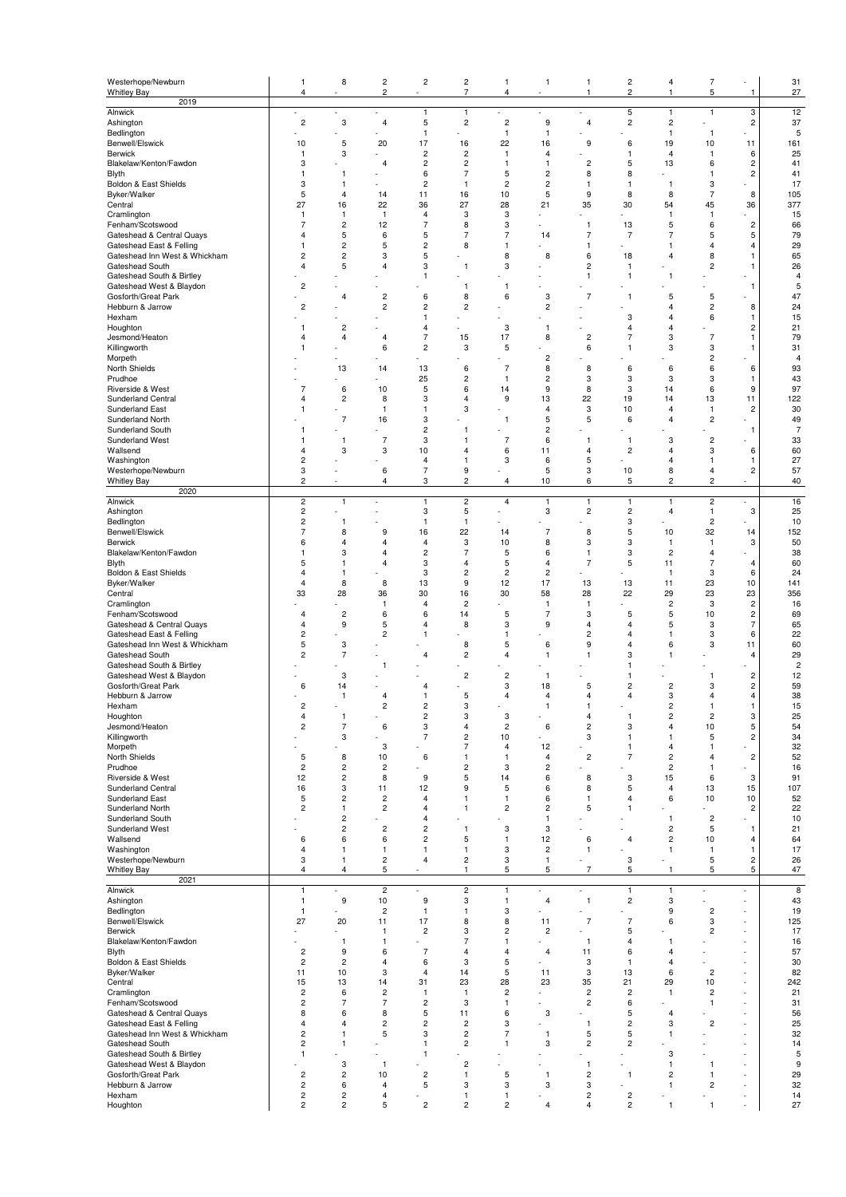| | | | | | | | | | | | | | |
|---|---|---|---|---|---|---|---|---|---|---|---|---|---|
| Westerhope/Newburn | 1 | 8 | 2 | 2 | 2 | 1 | 1 | 1 | 2 | 4 | 7 | - | 31 |
| Whitley Bay | 4 | - | 2 | - | 7 | 4 | | 1 | 2 | 1 | 5 | 1 | 27 |
| 2019 | | | | | | | | | | | | | |
| Alnwick | - | - | - | 1 | 1 | - | - | - | 5 | 1 | 1 | 3 | 12 |
| Ashington | 2 | 3 | 4 | 5 | 2 | 2 | 9 | 4 | 2 | 2 | - | 2 | 37 |
| Bedlington | - | - | - | 1 | - | 1 | 1 | - | - | 1 | 1 | - | 5 |
| Benwell/Elswick | 10 | 5 | 20 | 17 | 16 | 22 | 16 | 9 | 6 | 19 | 10 | 11 | 161 |
| Berwick | 1 | 3 | - | 2 | 2 | 1 | 4 | - | 1 | 4 | 1 | 6 | 25 |
| Blakelaw/Kenton/Fawdon | 3 | - | 4 | 2 | 2 | 1 | 1 | 2 | 5 | 13 | 6 | 2 | 41 |
| Blyth | 1 | 1 | - | 6 | 7 | 5 | 2 | 8 | 8 | - | 1 | 2 | 41 |
| Boldon & East Shields | 3 | 1 | - | 2 | 1 | 2 | 2 | 1 | 1 | 1 | 3 | - | 17 |
| Byker/Walker | 5 | 4 | 14 | 11 | 16 | 10 | 5 | 9 | 8 | 8 | 7 | 8 | 105 |
| Central | 27 | 16 | 22 | 36 | 27 | 28 | 21 | 35 | 30 | 54 | 45 | 36 | 377 |
| Cramlington | 1 | 1 | 1 | 4 | 3 | 3 | - | - | - | 1 | 1 | - | 15 |
| Fenham/Scotswood | 7 | 2 | 12 | 7 | 8 | 3 | - | 1 | 13 | 5 | 6 | 2 | 66 |
| Gateshead & Central Quays | 4 | 5 | 6 | 5 | 7 | 7 | 14 | 7 | 7 | 7 | 5 | 5 | 79 |
| Gateshead East & Felling | 1 | 2 | 5 | 2 | 8 | 1 | - | 1 | - | 1 | 4 | 4 | 29 |
| Gateshead Inn West & Whickham | 2 | 2 | 3 | 5 | - | 8 | 8 | 6 | 18 | 4 | 8 | 1 | 65 |
| Gateshead South | 4 | 5 | 4 | 3 | 1 | 3 | - | 2 | 1 | - | 2 | 1 | 26 |
| Gateshead South & Birtley | - | - | - | 1 | - | - | - | 1 | 1 | 1 | - | - | 4 |
| Gateshead West & Blaydon | 2 | - | - | - | 1 | 1 | - | - | - | - | - | 1 | 5 |
| Gosforth/Great Park | - | 4 | 2 | 6 | 8 | 6 | 3 | 7 | 1 | 5 | 5 | - | 47 |
| Hebburn & Jarrow | 2 | - | 2 | 2 | 2 | - | 2 | - | - | 4 | 2 | 8 | 24 |
| Hexham | - | - | - | 1 | - | - | - | - | 3 | 4 | 6 | 1 | 15 |
| Houghton | 1 | 2 | - | 4 | - | 3 | 1 | - | 4 | 4 | - | 2 | 21 |
| Jesmond/Heaton | 4 | 4 | 4 | 7 | 15 | 17 | 8 | 2 | 7 | 3 | 7 | 1 | 79 |
| Killingworth | 1 | - | 6 | 2 | 3 | 5 | - | 6 | 1 | 3 | 3 | 1 | 31 |
| Morpeth | - | - | - | - | - | - | 2 | - | - | - | 2 | - | 4 |
| North Shields | - | 13 | 14 | 13 | 6 | 7 | 8 | 8 | 6 | 6 | 6 | 6 | 93 |
| Prudhoe | - | - | - | 25 | 2 | 1 | 2 | 3 | 3 | 3 | 3 | 1 | 43 |
| Riverside & West | 7 | 6 | 10 | 5 | 6 | 14 | 9 | 8 | 3 | 14 | 6 | 9 | 97 |
| Sunderland Central | 4 | 2 | 8 | 3 | 4 | 9 | 13 | 22 | 19 | 14 | 13 | 11 | 122 |
| Sunderland East | 1 | - | 1 | 1 | 3 | - | 4 | 3 | 10 | 4 | 1 | 2 | 30 |
| Sunderland North | - | 7 | 16 | 3 | - | 1 | 5 | 5 | 6 | 4 | 2 | - | 49 |
| Sunderland South | 1 | - | - | 2 | 1 | - | 2 | - | - | - | - | 1 | 7 |
| Sunderland West | 1 | 1 | 7 | 3 | 1 | 7 | 6 | 1 | 1 | 3 | 2 | - | 33 |
| Wallsend | 4 | 3 | 3 | 10 | 4 | 6 | 11 | 4 | 2 | 4 | 3 | 6 | 60 |
| Washington | 2 | - | - | 4 | 1 | 3 | 6 | 5 | - | 4 | 1 | 1 | 27 |
| Westerhope/Newburn | 3 | - | 6 | 7 | 9 | - | 5 | 3 | 10 | 8 | 4 | 2 | 57 |
| Whitley Bay | 2 | - | 4 | 3 | 2 | 4 | 10 | 6 | 5 | 2 | 2 | - | 40 |
| 2020 | | | | | | | | | | | | | |
| Alnwick | 2 | 1 | - | 1 | 2 | 4 | 1 | 1 | 1 | 1 | 2 | - | 16 |
| Ashington | 2 | - | - | 3 | 5 | - | 3 | 2 | 2 | 4 | 1 | 3 | 25 |
| Bedlington | 2 | 1 | - | 1 | 1 | - | - | - | 3 | - | 2 | - | 10 |
| Benwell/Elswick | 7 | 8 | 9 | 16 | 22 | 14 | 7 | 8 | 5 | 10 | 32 | 14 | 152 |
| Berwick | 6 | 4 | 4 | 4 | 3 | 10 | 8 | 3 | 3 | 1 | 1 | 3 | 50 |
| Blakelaw/Kenton/Fawdon | 1 | 3 | 4 | 2 | 7 | 5 | 6 | 1 | 3 | 2 | 4 | - | 38 |
| Blyth | 5 | 1 | 4 | 3 | 4 | 5 | 4 | 7 | 5 | 11 | 7 | 4 | 60 |
| Boldon & East Shields | 4 | 1 | - | 3 | 2 | 2 | 2 | - | - | 1 | 3 | 6 | 24 |
| Byker/Walker | 4 | 8 | 8 | 13 | 9 | 12 | 17 | 13 | 13 | 11 | 23 | 10 | 141 |
| Central | 33 | 28 | 36 | 30 | 16 | 30 | 58 | 28 | 22 | 29 | 23 | 23 | 356 |
| Cramlington | - | - | 1 | 4 | 2 | - | 1 | 1 | - | 2 | 3 | 2 | 16 |
| Fenham/Scotswood | 4 | 2 | 6 | 6 | 14 | 5 | 7 | 3 | 5 | 5 | 10 | 2 | 69 |
| Gateshead & Central Quays | 4 | 9 | 5 | 4 | 8 | 3 | 9 | 4 | 4 | 5 | 3 | 7 | 65 |
| Gateshead East & Felling | 2 | - | 2 | 1 | - | 1 | - | 2 | 4 | 1 | 3 | 6 | 22 |
| Gateshead Inn West & Whickham | 5 | 3 | - | - | 8 | 5 | 6 | 9 | 4 | 6 | 3 | 11 | 60 |
| Gateshead South | 2 | 7 | - | 4 | 2 | 4 | 1 | 1 | 3 | 1 | - | 4 | 29 |
| Gateshead South & Birtley | - | - | 1 | - | - | - | - | - | 1 | - | - | - | 2 |
| Gateshead West & Blaydon | - | 3 | - | - | 2 | 2 | 1 | - | 1 | - | 1 | 2 | 12 |
| Gosforth/Great Park | 6 | 14 | - | 4 | - | 3 | 18 | 5 | 2 | 2 | 3 | 2 | 59 |
| Hebburn & Jarrow | - | 1 | 4 | 1 | 5 | 4 | 4 | 4 | 4 | 3 | 4 | 4 | 38 |
| Hexham | 2 | - | 2 | 2 | 3 | - | 1 | 1 | - | 2 | 1 | 1 | 15 |
| Houghton | 4 | 1 | - | 2 | 3 | 3 | - | 4 | 1 | 2 | 2 | 3 | 25 |
| Jesmond/Heaton | 2 | 7 | 6 | 3 | 4 | 2 | 6 | 2 | 3 | 4 | 10 | 5 | 54 |
| Killingworth | - | 3 | - | 7 | 2 | 10 | - | 3 | 1 | 1 | 5 | 2 | 34 |
| Morpeth | - | - | 3 | - | 7 | 4 | 12 | 1 | - | 4 | 1 | - | 32 |
| North Shields | 5 | 8 | 10 | 6 | 1 | 1 | 4 | 2 | 7 | 2 | 4 | 2 | 52 |
| Prudhoe | 2 | 2 | 2 | - | 2 | 3 | 2 | - | - | 2 | 1 | - | 16 |
| Riverside & West | 12 | 2 | 8 | 9 | 5 | 14 | 6 | 8 | 3 | 15 | 6 | 3 | 91 |
| Sunderland Central | 16 | 3 | 11 | 12 | 9 | 5 | 6 | 8 | 5 | 4 | 13 | 15 | 107 |
| Sunderland East | 5 | 2 | 2 | 4 | 1 | 1 | 6 | 1 | 4 | 6 | 10 | 10 | 52 |
| Sunderland North | 2 | 1 | 2 | 4 | 1 | 2 | 2 | 5 | 1 | - | - | 2 | 22 |
| Sunderland South | - | 2 | - | 4 | - | - | 1 | - | - | 1 | 2 | - | 10 |
| Sunderland West | - | 2 | 2 | 2 | 1 | 3 | 3 | - | - | 2 | 5 | 1 | 21 |
| Wallsend | 6 | 6 | 6 | 2 | 5 | 1 | 12 | 6 | 4 | 2 | 10 | 4 | 64 |
| Washington | 4 | 1 | 1 | 1 | 1 | 3 | 2 | 1 | - | 1 | 1 | 1 | 17 |
| Westerhope/Newburn | 3 | 1 | 2 | 4 | 2 | 3 | 1 | - | 3 | - | 5 | 2 | 26 |
| Whitley Bay | 4 | 4 | 5 | - | 1 | 5 | 5 | 7 | 5 | 1 | 5 | 5 | 47 |
| 2021 | | | | | | | | | | | | | |
| Alnwick | 1 | - | 2 | - | 2 | 1 | - | - | 1 | 1 | - | - | 8 |
| Ashington | 1 | 9 | 10 | 9 | 3 | 1 | 4 | 1 | 2 | 3 | - | - | 43 |
| Bedlington | 1 | - | 2 | 1 | 1 | 3 | - | - | - | 9 | 2 | - | 19 |
| Benwell/Elswick | 27 | 20 | 11 | 17 | 8 | 8 | 11 | 7 | 7 | 6 | 3 | - | 125 |
| Berwick | - | - | 1 | 2 | 3 | 2 | 2 | - | 5 | - | 2 | - | 17 |
| Blakelaw/Kenton/Fawdon | - | 1 | 1 | - | 7 | 1 | - | 1 | 4 | 1 | - | - | 16 |
| Blyth | 2 | 9 | 6 | 7 | 4 | 4 | 4 | 11 | 6 | 4 | - | - | 57 |
| Boldon & East Shields | 2 | 2 | 4 | 6 | 3 | 5 | - | 3 | 1 | 4 | - | - | 30 |
| Byker/Walker | 11 | 10 | 3 | 4 | 14 | 5 | 11 | 3 | 13 | 6 | 2 | - | 82 |
| Central | 15 | 13 | 14 | 31 | 23 | 28 | 23 | 35 | 21 | 29 | 10 | - | 242 |
| Cramlington | 2 | 6 | 2 | 1 | 1 | 2 | - | 2 | 2 | 1 | 2 | - | 21 |
| Fenham/Scotswood | 2 | 7 | 7 | 2 | 3 | 1 | - | 2 | 6 | - | 1 | - | 31 |
| Gateshead & Central Quays | 8 | 6 | 8 | 5 | 11 | 6 | 3 | - | 5 | 4 | - | - | 56 |
| Gateshead East & Felling | 4 | 4 | 2 | 2 | 2 | 3 | - | 1 | 2 | 3 | 2 | - | 25 |
| Gateshead Inn West & Whickham | 2 | 1 | 5 | 3 | 2 | 7 | 1 | 5 | 5 | 1 | - | - | 32 |
| Gateshead South | 2 | 1 | - | 1 | 2 | 1 | 3 | 2 | 2 | - | - | - | 14 |
| Gateshead South & Birtley | 1 | - | - | 1 | - | - | - | - | - | 3 | - | - | 5 |
| Gateshead West & Blaydon | - | 3 | 1 | - | 2 | - | - | 1 | - | 1 | 1 | - | 9 |
| Gosforth/Great Park | 2 | 2 | 10 | 2 | 1 | 5 | 1 | 2 | 1 | 2 | 1 | - | 29 |
| Hebburn & Jarrow | 2 | 6 | 4 | 5 | 3 | 3 | 3 | 3 | - | 1 | 2 | - | 32 |
| Hexham | 2 | 2 | 4 | - | 1 | 1 | - | 2 | 2 | - | - | - | 14 |
| Houghton | 2 | 2 | 5 | 2 | 2 | 2 | 4 | 4 | 2 | 1 | 1 | - | 27 |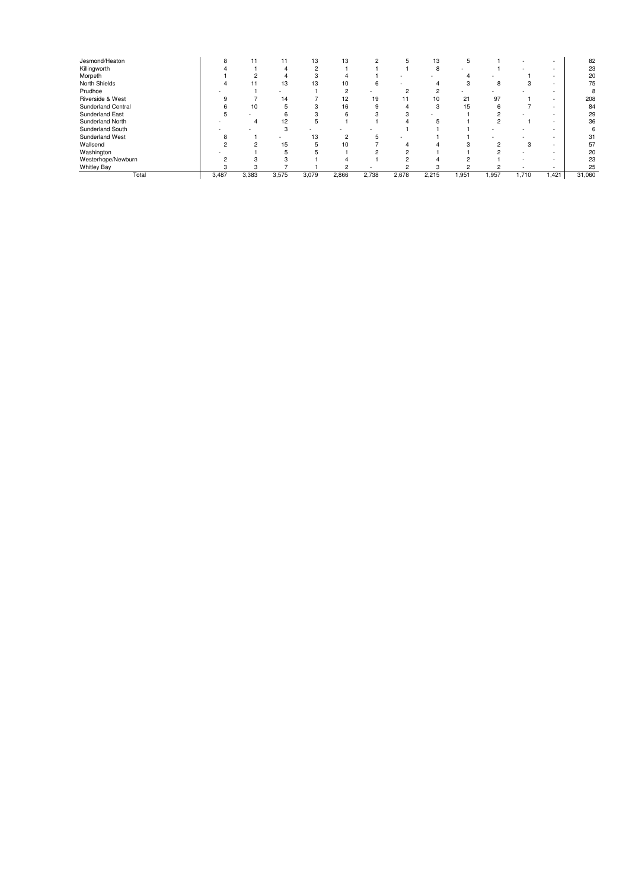| | | | | | | | | | | | | | |
|---|---|---|---|---|---|---|---|---|---|---|---|---|---|
| Jesmond/Heaton | 8 | 11 | 11 | 13 | 13 | 2 | 5 | 13 | 5 | 1 | - | - | 82 |
| Killingworth | 4 | 1 | 4 | 2 | 1 | 1 | 1 | 8 | - | 1 | - | - | 23 |
| Morpeth | 1 | 2 | 4 | 3 | 4 | 1 | - | - | 4 | - | 1 | - | 20 |
| North Shields | 4 | 11 | 13 | 13 | 10 | 6 | - | 4 | 3 | 8 | 3 | - | 75 |
| Prudhoe | - | 1 | - | 1 | 2 | - | 2 | 2 | - | - | - | - | 8 |
| Riverside & West | 9 | 7 | 14 | 7 | 12 | 19 | 11 | 10 | 21 | 97 | 1 | - | 208 |
| Sunderland Central | 6 | 10 | 5 | 3 | 16 | 9 | 4 | 3 | 15 | 6 | 7 | - | 84 |
| Sunderland East | 5 | - | 6 | 3 | 6 | 3 | 3 | - | 1 | 2 | - | - | 29 |
| Sunderland North | - | 4 | 12 | 5 | 1 | 1 | 4 | 5 | 1 | 2 | 1 | - | 36 |
| Sunderland South | - | - | 3 | - | - | - | 1 | 1 | 1 | - | - | - | 6 |
| Sunderland West | 8 | 1 | - | 13 | 2 | 5 | - | 1 | 1 | - | - | - | 31 |
| Wallsend | 2 | 2 | 15 | 5 | 10 | 7 | 4 | 4 | 3 | 2 | 3 | - | 57 |
| Washington | - | 1 | 5 | 5 | 1 | 2 | 2 | 1 | 1 | 2 | - | - | 20 |
| Westerhope/Newburn | 2 | 3 | 3 | 1 | 4 | 1 | 2 | 4 | 2 | 1 | - | - | 23 |
| Whitley Bay | 3 | 3 | 7 | 1 | 2 | - | 2 | 3 | 2 | 2 | - | - | 25 |
| Total | 3,487 | 3,383 | 3,575 | 3,079 | 2,866 | 2,738 | 2,678 | 2,215 | 1,951 | 1,957 | 1,710 | 1,421 | 31,060 |